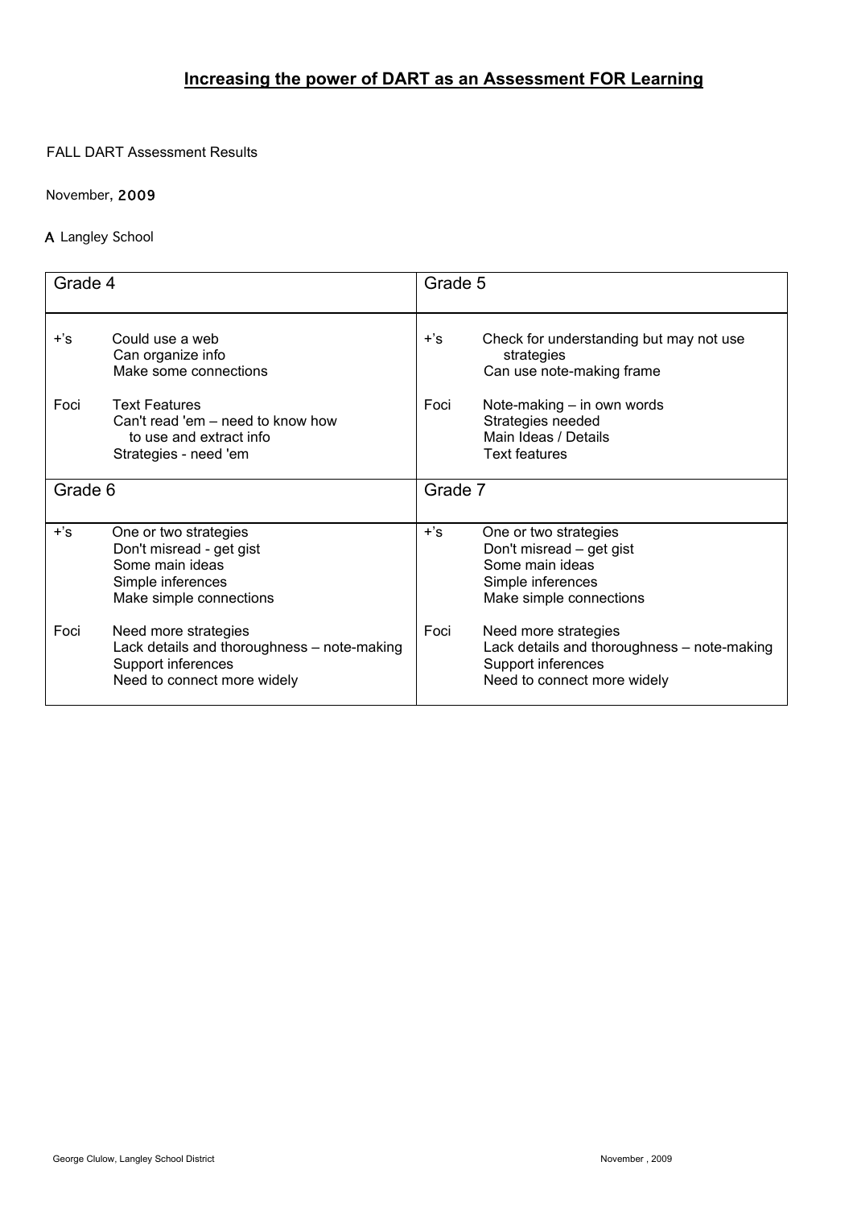## **Increasing the power of DART as an Assessment FOR Learning**

FALL DART Assessment Results

November, 2009

A Langley School

| Grade 4 | | Grade 5 | |
|---|---|---|---|
| +'s | Could use a web<br>Can organize info<br>Make some connections | +'s | Check for understanding but may not use strategies<br>Can use note-making frame |
| Foci | Text Features<br>Can't read 'em – need to know how to use and extract info<br>Strategies - need 'em | Foci | Note-making – in own words<br>Strategies needed<br>Main Ideas / Details<br>Text features |
| **Grade 6** | | **Grade 7** | |
| +'s | One or two strategies<br>Don't misread - get gist<br>Some main ideas<br>Simple inferences<br>Make simple connections | +'s | One or two strategies<br>Don't misread – get gist<br>Some main ideas<br>Simple inferences<br>Make simple connections |
| Foci | Need more strategies<br>Lack details and thoroughness – note-making<br>Support inferences<br>Need to connect more widely | Foci | Need more strategies<br>Lack details and thoroughness – note-making<br>Support inferences<br>Need to connect more widely |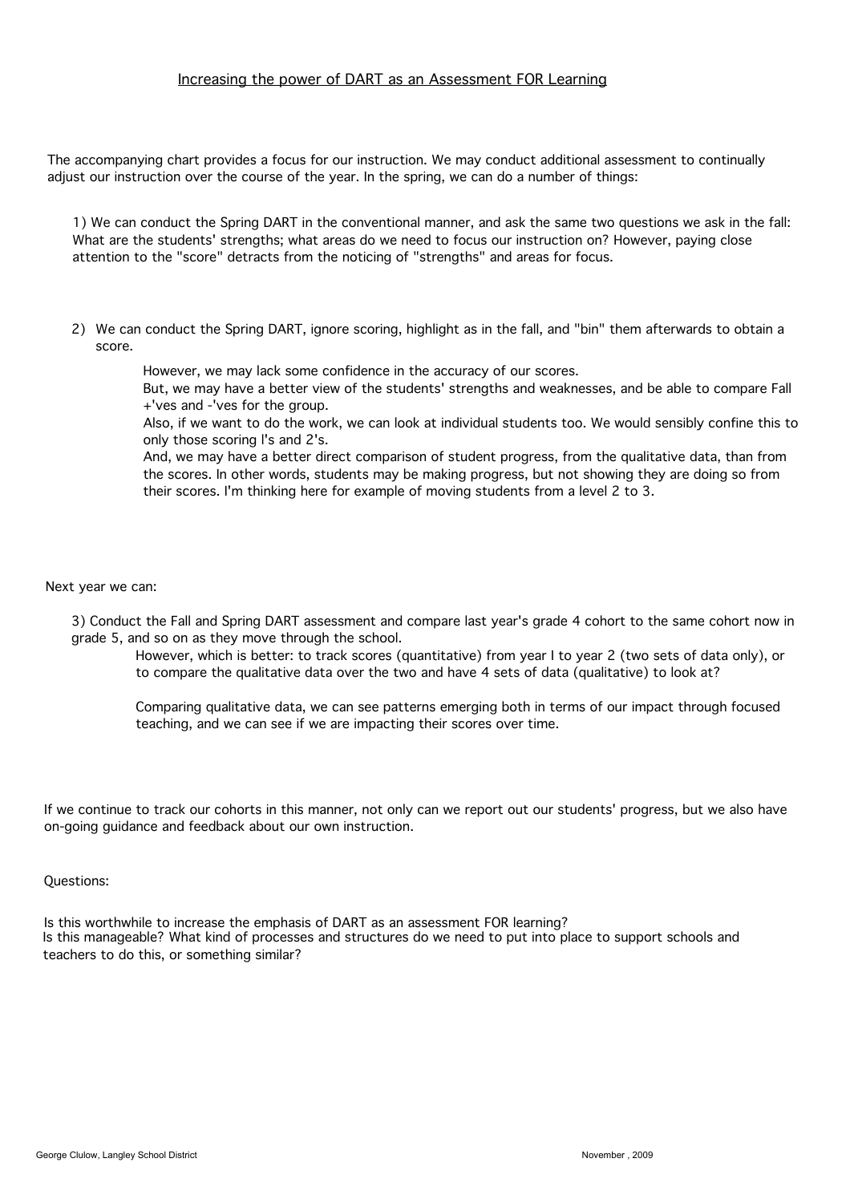## Increasing the power of DART as an Assessment FOR Learning

The accompanying chart provides a focus for our instruction. We may conduct additional assessment to continually adjust our instruction over the course of the year. In the spring, we can do a number of things:

1) We can conduct the Spring DART in the conventional manner, and ask the same two questions we ask in the fall: What are the students' strengths; what areas do we need to focus our instruction on? However, paying close attention to the "score" detracts from the noticing of "strengths" and areas for focus.

2) We can conduct the Spring DART, ignore scoring, highlight as in the fall, and "bin" them afterwards to obtain a score.

   However, we may lack some confidence in the accuracy of our scores.
   But, we may have a better view of the students' strengths and weaknesses, and be able to compare Fall +'ves and -'ves for the group.
   Also, if we want to do the work, we can look at individual students too. We would sensibly confine this to only those scoring l's and 2's.
   And, we may have a better direct comparison of student progress, from the qualitative data, than from the scores. In other words, students may be making progress, but not showing they are doing so from their scores. I'm thinking here for example of moving students from a level 2 to 3.

Next year we can:

3) Conduct the Fall and Spring DART assessment and compare last year's grade 4 cohort to the same cohort now in grade 5, and so on as they move through the school.

   However, which is better: to track scores (quantitative) from year l to year 2 (two sets of data only), or to compare the qualitative data over the two and have 4 sets of data (qualitative) to look at?

   Comparing qualitative data, we can see patterns emerging both in terms of our impact through focused teaching, and we can see if we are impacting their scores over time.

If we continue to track our cohorts in this manner, not only can we report out our students' progress, but we also have on-going guidance and feedback about our own instruction.

Questions:

Is this worthwhile to increase the emphasis of DART as an assessment FOR learning?
Is this manageable? What kind of processes and structures do we need to put into place to support schools and teachers to do this, or something similar?

George Clulow, Langley School District — November , 2009